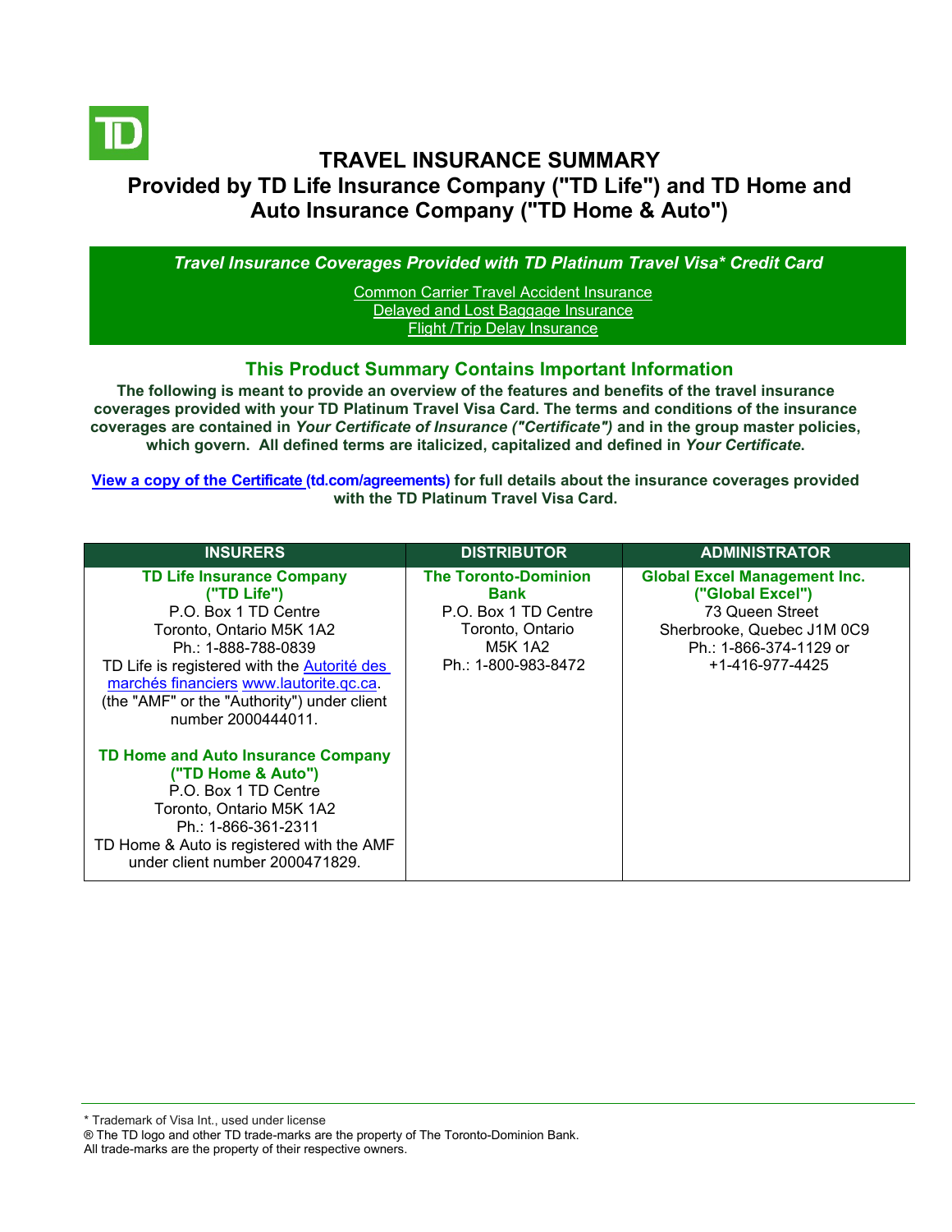# TRAVEL INSURANCE SUMMARY

# Provided by TD Life Insurance Company ("TD Life") and TD Home and Auto Insurance Company ("TD Home & Auto")

***Travel Insurance Coverages Provided with TD Platinum Travel Visa* Credit Card***

Common Carrier Travel Accident Insurance
Delayed and Lost Baggage Insurance
Flight /Trip Delay Insurance

## This Product Summary Contains Important Information

**The following is meant to provide an overview of the features and benefits of the travel insurance coverages provided with your TD Platinum Travel Visa Card. The terms and conditions of the insurance coverages are contained in *Your Certificate of Insurance ("Certificate")* and in the group master policies, which govern. All defined terms are italicized, capitalized and defined in *Your Certificate*.**

**View a copy of the Certificate (td.com/agreements) for full details about the insurance coverages provided with the TD Platinum Travel Visa Card.**

| INSURERS | DISTRIBUTOR | ADMINISTRATOR |
|---|---|---|
| **TD Life Insurance Company ("TD Life")**<br>P.O. Box 1 TD Centre<br>Toronto, Ontario M5K 1A2<br>Ph.: 1-888-788-0839<br>TD Life is registered with the Autorité des marchés financiers www.lautorite.qc.ca. (the "AMF" or the "Authority") under client number 2000444011.<br><br>**TD Home and Auto Insurance Company ("TD Home & Auto")**<br>P.O. Box 1 TD Centre<br>Toronto, Ontario M5K 1A2<br>Ph.: 1-866-361-2311<br>TD Home & Auto is registered with the AMF under client number 2000471829. | **The Toronto-Dominion Bank**<br>P.O. Box 1 TD Centre<br>Toronto, Ontario<br>M5K 1A2<br>Ph.: 1-800-983-8472 | **Global Excel Management Inc. ("Global Excel")**<br>73 Queen Street<br>Sherbrooke, Quebec J1M 0C9<br>Ph.: 1-866-374-1129 or +1-416-977-4425 |

\* Trademark of Visa Int., used under license
® The TD logo and other TD trade-marks are the property of The Toronto-Dominion Bank.
All trade-marks are the property of their respective owners.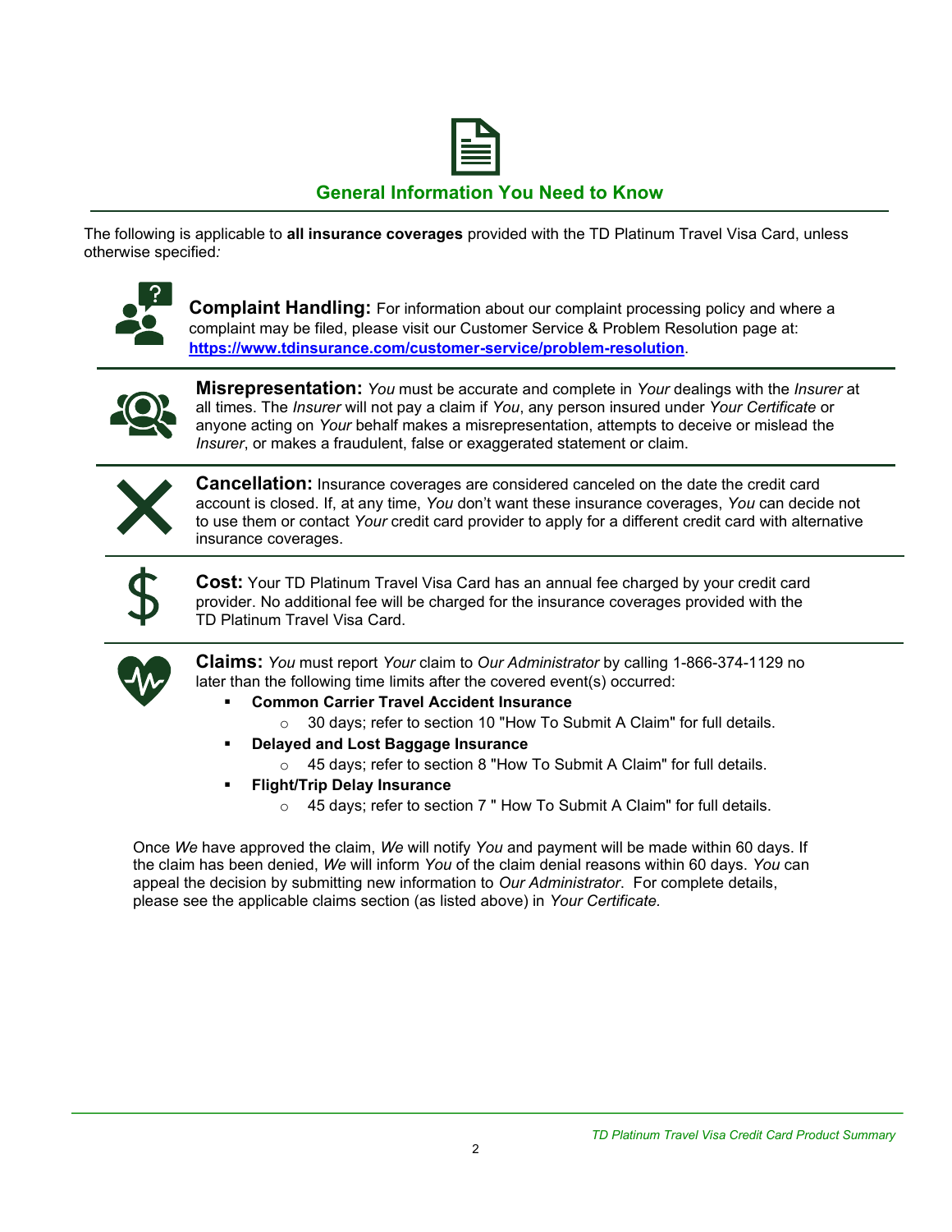## General Information You Need to Know

The following is applicable to **all insurance coverages** provided with the TD Platinum Travel Visa Card, unless otherwise specified*:*

**Complaint Handling:** For information about our complaint processing policy and where a complaint may be filed, please visit our Customer Service & Problem Resolution page at: **https://www.tdinsurance.com/customer-service/problem-resolution**.

**Misrepresentation:** *You* must be accurate and complete in *Your* dealings with the *Insurer* at all times. The *Insurer* will not pay a claim if *You*, any person insured under *Your Certificate* or anyone acting on *Your* behalf makes a misrepresentation, attempts to deceive or mislead the *Insurer*, or makes a fraudulent, false or exaggerated statement or claim.

**Cancellation:** Insurance coverages are considered canceled on the date the credit card account is closed. If, at any time, *You* don't want these insurance coverages, *You* can decide not to use them or contact *Your* credit card provider to apply for a different credit card with alternative insurance coverages.

**Cost:** Your TD Platinum Travel Visa Card has an annual fee charged by your credit card provider. No additional fee will be charged for the insurance coverages provided with the TD Platinum Travel Visa Card.

**Claims:** *You* must report *Your* claim to *Our Administrator* by calling 1-866-374-1129 no later than the following time limits after the covered event(s) occurred:

- **Common Carrier Travel Accident Insurance**
  - 30 days; refer to section 10 "How To Submit A Claim" for full details.
- **Delayed and Lost Baggage Insurance**
  - 45 days; refer to section 8 "How To Submit A Claim" for full details.
- **Flight/Trip Delay Insurance**
  - 45 days; refer to section 7 " How To Submit A Claim" for full details.

Once *We* have approved the claim, *We* will notify *You* and payment will be made within 60 days. If the claim has been denied, *We* will inform *You* of the claim denial reasons within 60 days. *You* can appeal the decision by submitting new information to *Our Administrator*. For complete details, please see the applicable claims section (as listed above) in *Your Certificate.*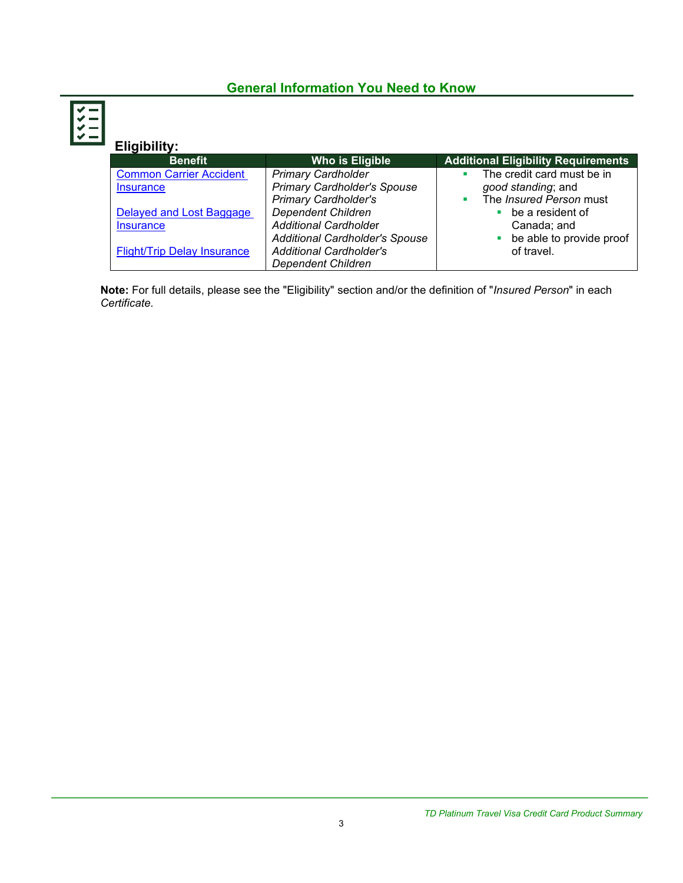## General Information You Need to Know

### Eligibility:

| Benefit | Who is Eligible | Additional Eligibility Requirements |
|---|---|---|
| Common Carrier Accident Insurance<br><br>Delayed and Lost Baggage Insurance<br><br>Flight/Trip Delay Insurance | *Primary Cardholder*<br>*Primary Cardholder's Spouse*<br>*Primary Cardholder's Dependent Children*<br>*Additional Cardholder*<br>*Additional Cardholder's Spouse*<br>*Additional Cardholder's Dependent Children* | ▪ The credit card must be in *good standing*; and<br>▪ The *Insured Person* must<br>&nbsp;&nbsp;&nbsp;&nbsp;▪ be a resident of Canada; and<br>&nbsp;&nbsp;&nbsp;&nbsp;▪ be able to provide proof of travel. |

**Note:** For full details, please see the "Eligibility" section and/or the definition of "*Insured Person*" in each *Certificate*.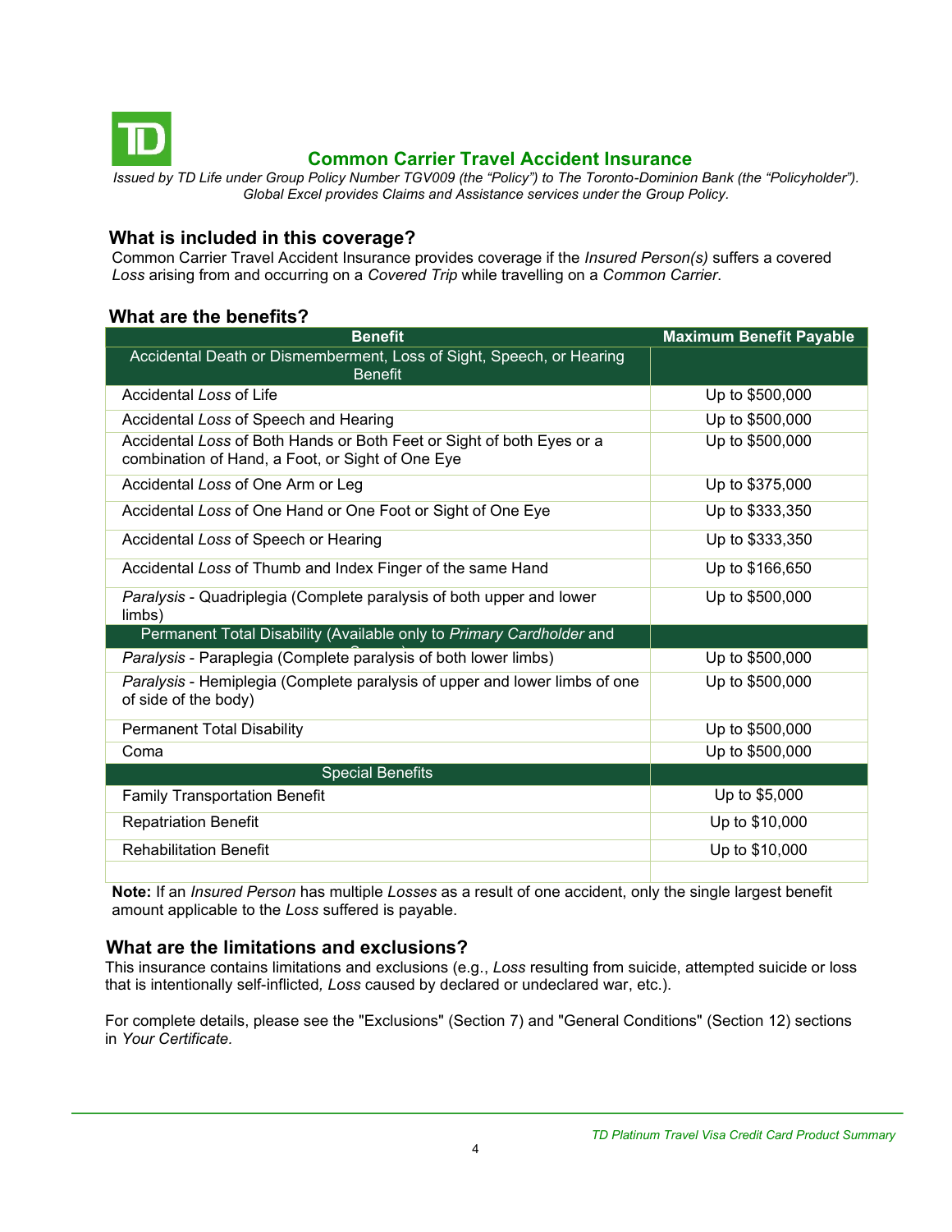## Common Carrier Travel Accident Insurance

*Issued by TD Life under Group Policy Number TGV009 (the "Policy") to The Toronto-Dominion Bank (the "Policyholder"). Global Excel provides Claims and Assistance services under the Group Policy.*

### What is included in this coverage?

Common Carrier Travel Accident Insurance provides coverage if the *Insured Person(s)* suffers a covered *Loss* arising from and occurring on a *Covered Trip* while travelling on a *Common Carrier*.

### What are the benefits?

| Benefit | Maximum Benefit Payable |
|---|---|
| **Accidental Death or Dismemberment, Loss of Sight, Speech, or Hearing Benefit** | |
| Accidental *Loss* of Life | Up to $500,000 |
| Accidental *Loss* of Speech and Hearing | Up to $500,000 |
| Accidental *Loss* of Both Hands or Both Feet or Sight of both Eyes or a combination of Hand, a Foot, or Sight of One Eye | Up to $500,000 |
| Accidental *Loss* of One Arm or Leg | Up to $375,000 |
| Accidental *Loss* of One Hand or One Foot or Sight of One Eye | Up to $333,350 |
| Accidental *Loss* of Speech or Hearing | Up to $333,350 |
| Accidental *Loss* of Thumb and Index Finger of the same Hand | Up to $166,650 |
| *Paralysis* - Quadriplegia (Complete paralysis of both upper and lower limbs) | Up to $500,000 |
| **Permanent Total Disability (Available only to *Primary Cardholder* and *Spouse*)** | |
| *Paralysis* - Paraplegia (Complete paralysis of both lower limbs) | Up to $500,000 |
| *Paralysis* - Hemiplegia (Complete paralysis of upper and lower limbs of one of side of the body) | Up to $500,000 |
| Permanent Total Disability | Up to $500,000 |
| Coma | Up to $500,000 |
| **Special Benefits** | |
| Family Transportation Benefit | Up to $5,000 |
| Repatriation Benefit | Up to $10,000 |
| Rehabilitation Benefit | Up to $10,000 |
| | |

**Note:** If an *Insured Person* has multiple *Losses* as a result of one accident, only the single largest benefit amount applicable to the *Loss* suffered is payable.

### What are the limitations and exclusions?

This insurance contains limitations and exclusions (e.g., *Loss* resulting from suicide, attempted suicide or loss that is intentionally self-inflicted, *Loss* caused by declared or undeclared war, etc.).

For complete details, please see the "Exclusions" (Section 7) and "General Conditions" (Section 12) sections in *Your Certificate.*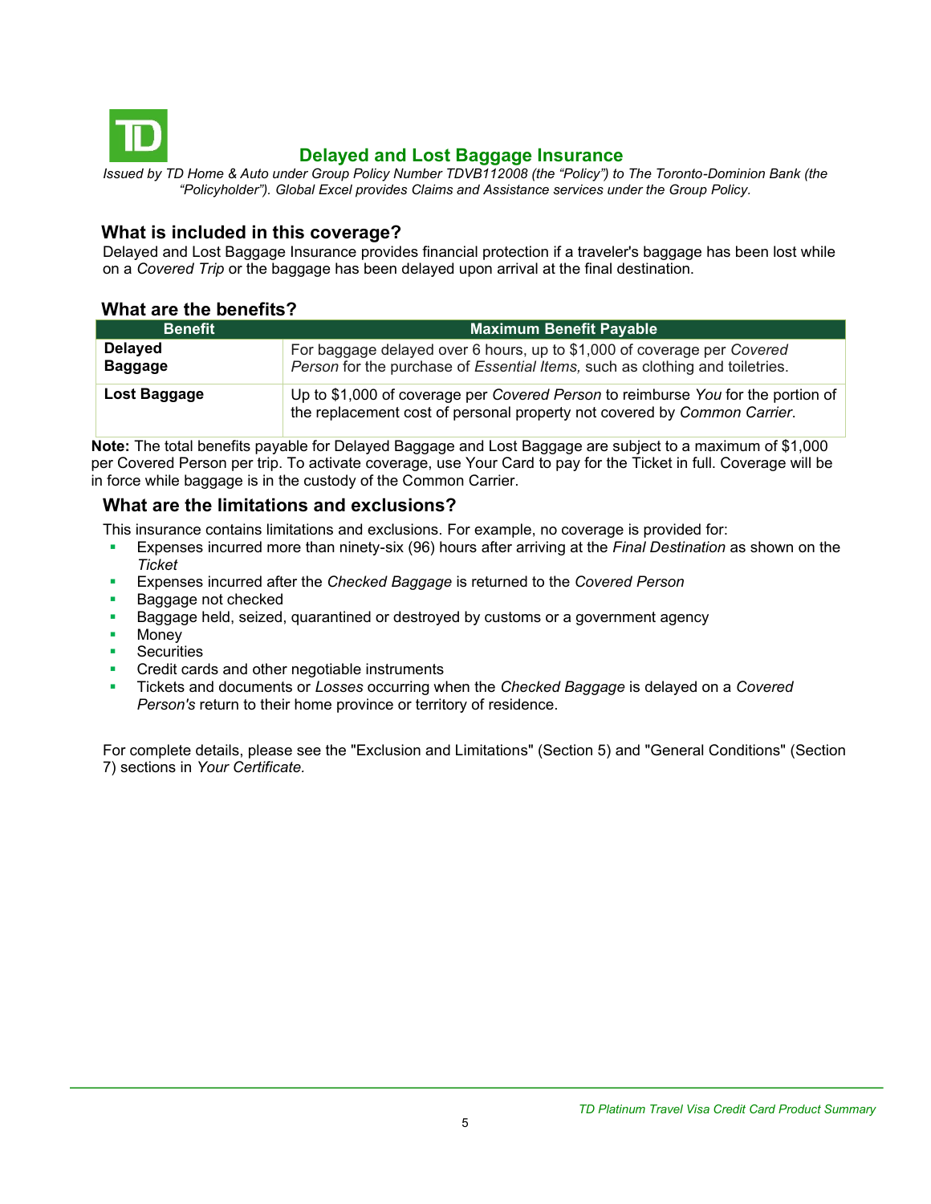# Delayed and Lost Baggage Insurance

*Issued by TD Home & Auto under Group Policy Number TDVB112008 (the "Policy") to The Toronto-Dominion Bank (the "Policyholder"). Global Excel provides Claims and Assistance services under the Group Policy.*

## What is included in this coverage?

Delayed and Lost Baggage Insurance provides financial protection if a traveler's baggage has been lost while on a *Covered Trip* or the baggage has been delayed upon arrival at the final destination.

## What are the benefits?

| Benefit | Maximum Benefit Payable |
|---|---|
| **Delayed Baggage** | For baggage delayed over 6 hours, up to $1,000 of coverage per *Covered Person* for the purchase of *Essential Items,* such as clothing and toiletries. |
| **Lost Baggage** | Up to $1,000 of coverage per *Covered Person* to reimburse *You* for the portion of the replacement cost of personal property not covered by *Common Carrier*. |

**Note:** The total benefits payable for Delayed Baggage and Lost Baggage are subject to a maximum of $1,000 per Covered Person per trip. To activate coverage, use Your Card to pay for the Ticket in full. Coverage will be in force while baggage is in the custody of the Common Carrier.

## What are the limitations and exclusions?

This insurance contains limitations and exclusions. For example, no coverage is provided for:

- Expenses incurred more than ninety-six (96) hours after arriving at the *Final Destination* as shown on the *Ticket*
- Expenses incurred after the *Checked Baggage* is returned to the *Covered Person*
- Baggage not checked
- Baggage held, seized, quarantined or destroyed by customs or a government agency
- Money
- Securities
- Credit cards and other negotiable instruments
- Tickets and documents or *Losses* occurring when the *Checked Baggage* is delayed on a *Covered Person's* return to their home province or territory of residence.

For complete details, please see the "Exclusion and Limitations" (Section 5) and "General Conditions" (Section 7) sections in *Your Certificate.*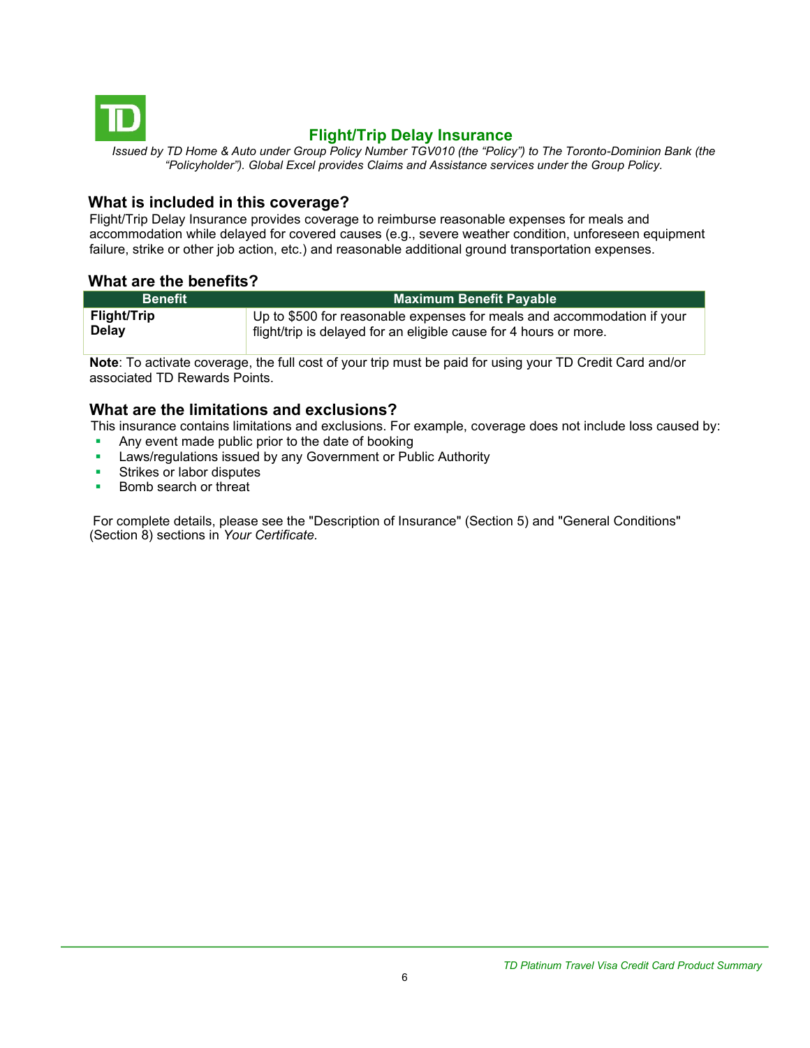## Flight/Trip Delay Insurance

*Issued by TD Home & Auto under Group Policy Number TGV010 (the "Policy") to The Toronto-Dominion Bank (the "Policyholder"). Global Excel provides Claims and Assistance services under the Group Policy.*

### What is included in this coverage?

Flight/Trip Delay Insurance provides coverage to reimburse reasonable expenses for meals and accommodation while delayed for covered causes (e.g., severe weather condition, unforeseen equipment failure, strike or other job action, etc.) and reasonable additional ground transportation expenses.

### What are the benefits?

| Benefit | Maximum Benefit Payable |
| --- | --- |
| **Flight/Trip Delay** | Up to $500 for reasonable expenses for meals and accommodation if your flight/trip is delayed for an eligible cause for 4 hours or more. |

**Note**: To activate coverage, the full cost of your trip must be paid for using your TD Credit Card and/or associated TD Rewards Points.

### What are the limitations and exclusions?

This insurance contains limitations and exclusions. For example, coverage does not include loss caused by:

- Any event made public prior to the date of booking
- Laws/regulations issued by any Government or Public Authority
- Strikes or labor disputes
- Bomb search or threat

For complete details, please see the "Description of Insurance" (Section 5) and "General Conditions" (Section 8) sections in *Your Certificate.*